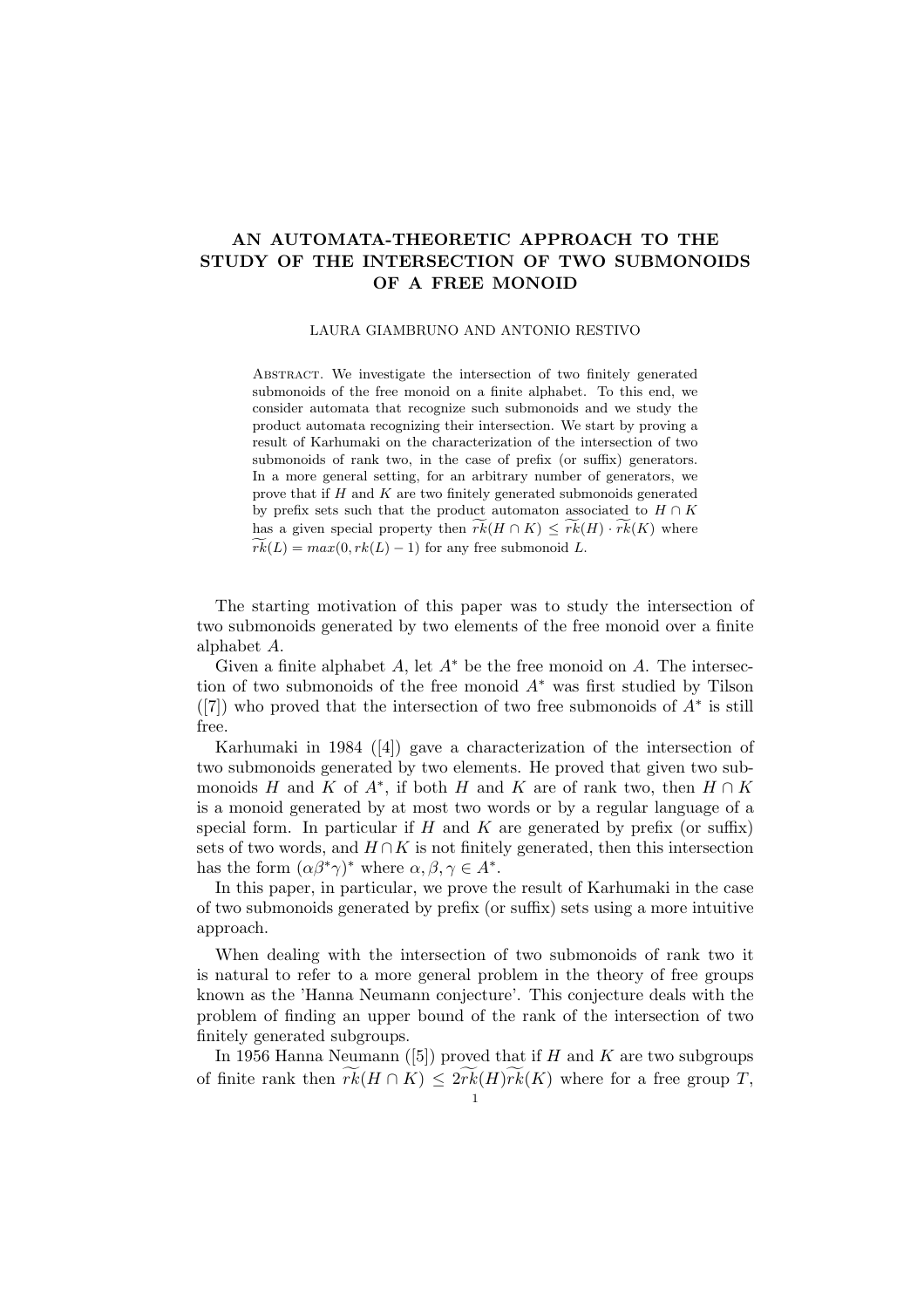# AN AUTOMATA-THEORETIC APPROACH TO THE STUDY OF THE INTERSECTION OF TWO SUBMONOIDS OF A FREE MONOID

LAURA GIAMBRUNO AND ANTONIO RESTIVO

Abstract. We investigate the intersection of two finitely generated submonoids of the free monoid on a finite alphabet. To this end, we consider automata that recognize such submonoids and we study the product automata recognizing their intersection. We start by proving a result of Karhumaki on the characterization of the intersection of two submonoids of rank two, in the case of prefix (or suffix) generators. In a more general setting, for an arbitrary number of generators, we prove that if $H$ and $K$ are two finitely generated submonoids generated by prefix sets such that the product automaton associated to $H \cap K$ has a given special property then $\widetilde{rk}(H \cap K) \leq \widetilde{rk}(H) \cdot \widetilde{rk}(K)$ where $\widetilde{rk}(L) = max(0, rk(L) - 1)$ for any free submonoid $L$.

The starting motivation of this paper was to study the intersection of two submonoids generated by two elements of the free monoid over a finite alphabet $A$.

Given a finite alphabet $A$, let $A^*$ be the free monoid on $A$. The intersection of two submonoids of the free monoid $A^*$ was first studied by Tilson ([7]) who proved that the intersection of two free submonoids of $A^*$ is still free.

Karhumaki in 1984 ([4]) gave a characterization of the intersection of two submonoids generated by two elements. He proved that given two submonoids $H$ and $K$ of $A^*$, if both $H$ and $K$ are of rank two, then $H \cap K$ is a monoid generated by at most two words or by a regular language of a special form. In particular if $H$ and $K$ are generated by prefix (or suffix) sets of two words, and $H \cap K$ is not finitely generated, then this intersection has the form $(\alpha\beta^*\gamma)^*$ where $\alpha, \beta, \gamma \in A^*$.

In this paper, in particular, we prove the result of Karhumaki in the case of two submonoids generated by prefix (or suffix) sets using a more intuitive approach.

When dealing with the intersection of two submonoids of rank two it is natural to refer to a more general problem in the theory of free groups known as the 'Hanna Neumann conjecture'. This conjecture deals with the problem of finding an upper bound of the rank of the intersection of two finitely generated subgroups.

In 1956 Hanna Neumann ([5]) proved that if $H$ and $K$ are two subgroups of finite rank then $\widetilde{rk}(H \cap K) \leq 2\widetilde{rk}(H)\widetilde{rk}(K)$ where for a free group $T$,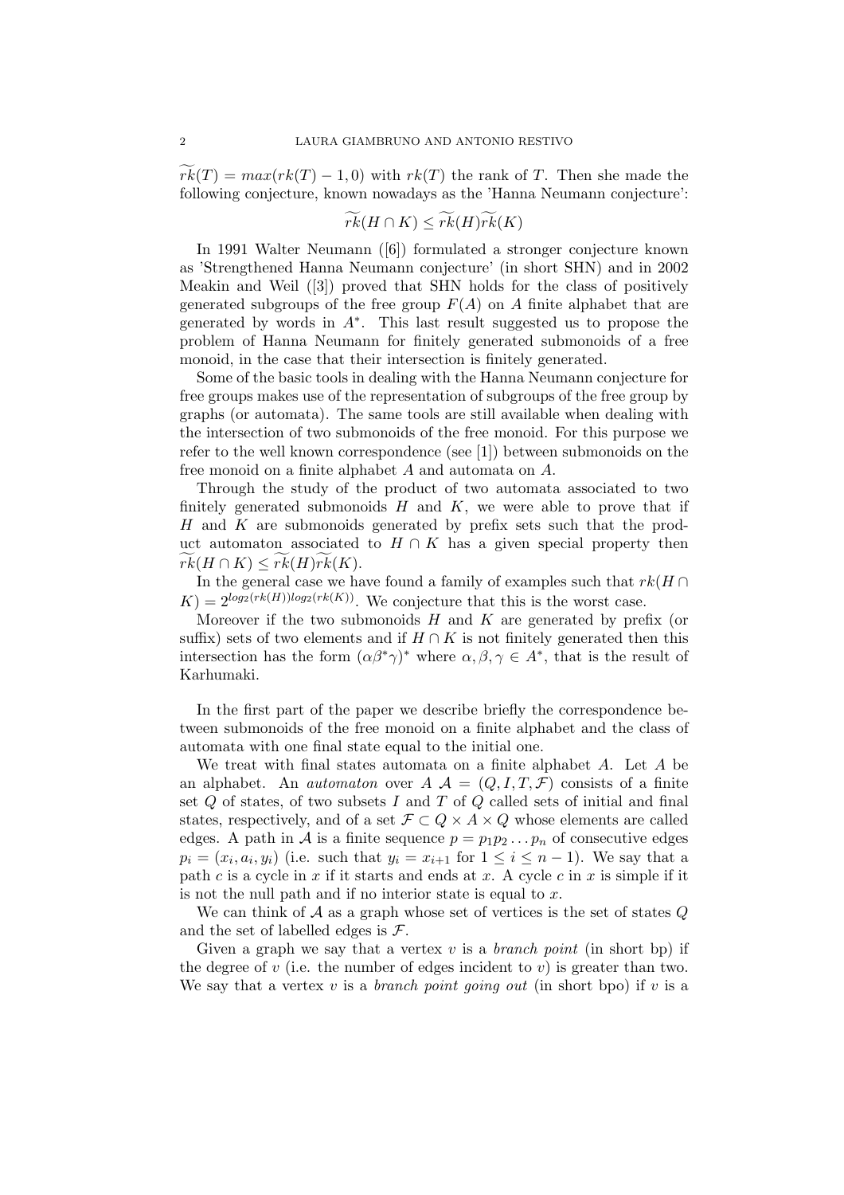$\widetilde{rk}(T) = max(rk(T) - 1, 0)$ with $rk(T)$ the rank of $T$. Then she made the following conjecture, known nowadays as the 'Hanna Neumann conjecture':

$$\widetilde{rk}(H \cap K) \leq \widetilde{rk}(H)\widetilde{rk}(K)$$

In 1991 Walter Neumann ([6]) formulated a stronger conjecture known as 'Strengthened Hanna Neumann conjecture' (in short SHN) and in 2002 Meakin and Weil ([3]) proved that SHN holds for the class of positively generated subgroups of the free group $F(A)$ on $A$ finite alphabet that are generated by words in $A^*$. This last result suggested us to propose the problem of Hanna Neumann for finitely generated submonoids of a free monoid, in the case that their intersection is finitely generated.

Some of the basic tools in dealing with the Hanna Neumann conjecture for free groups makes use of the representation of subgroups of the free group by graphs (or automata). The same tools are still available when dealing with the intersection of two submonoids of the free monoid. For this purpose we refer to the well known correspondence (see [1]) between submonoids on the free monoid on a finite alphabet $A$ and automata on $A$.

Through the study of the product of two automata associated to two finitely generated submonoids $H$ and $K$, we were able to prove that if $H$ and $K$ are submonoids generated by prefix sets such that the product automaton associated to $H \cap K$ has a given special property then $\widetilde{rk}(H \cap K) \leq \widetilde{rk}(H)\widetilde{rk}(K)$.

In the general case we have found a family of examples such that $rk(H \cap K) = 2^{log_2(rk(H))log_2(rk(K))}$. We conjecture that this is the worst case.

Moreover if the two submonoids $H$ and $K$ are generated by prefix (or suffix) sets of two elements and if $H \cap K$ is not finitely generated then this intersection has the form $(\alpha\beta^*\gamma)^*$ where $\alpha, \beta, \gamma \in A^*$, that is the result of Karhumaki.

In the first part of the paper we describe briefly the correspondence between submonoids of the free monoid on a finite alphabet and the class of automata with one final state equal to the initial one.

We treat with final states automata on a finite alphabet $A$. Let $A$ be an alphabet. An *automaton* over $A$ $\mathcal{A} = (Q, I, T, \mathcal{F})$ consists of a finite set $Q$ of states, of two subsets $I$ and $T$ of $Q$ called sets of initial and final states, respectively, and of a set $\mathcal{F} \subset Q \times A \times Q$ whose elements are called edges. A path in $\mathcal{A}$ is a finite sequence $p = p_1 p_2 \ldots p_n$ of consecutive edges $p_i = (x_i, a_i, y_i)$ (i.e. such that $y_i = x_{i+1}$ for $1 \leq i \leq n-1$). We say that a path $c$ is a cycle in $x$ if it starts and ends at $x$. A cycle $c$ in $x$ is simple if it is not the null path and if no interior state is equal to $x$.

We can think of $\mathcal{A}$ as a graph whose set of vertices is the set of states $Q$ and the set of labelled edges is $\mathcal{F}$.

Given a graph we say that a vertex $v$ is a *branch point* (in short bp) if the degree of $v$ (i.e. the number of edges incident to $v$) is greater than two. We say that a vertex $v$ is a *branch point going out* (in short bpo) if $v$ is a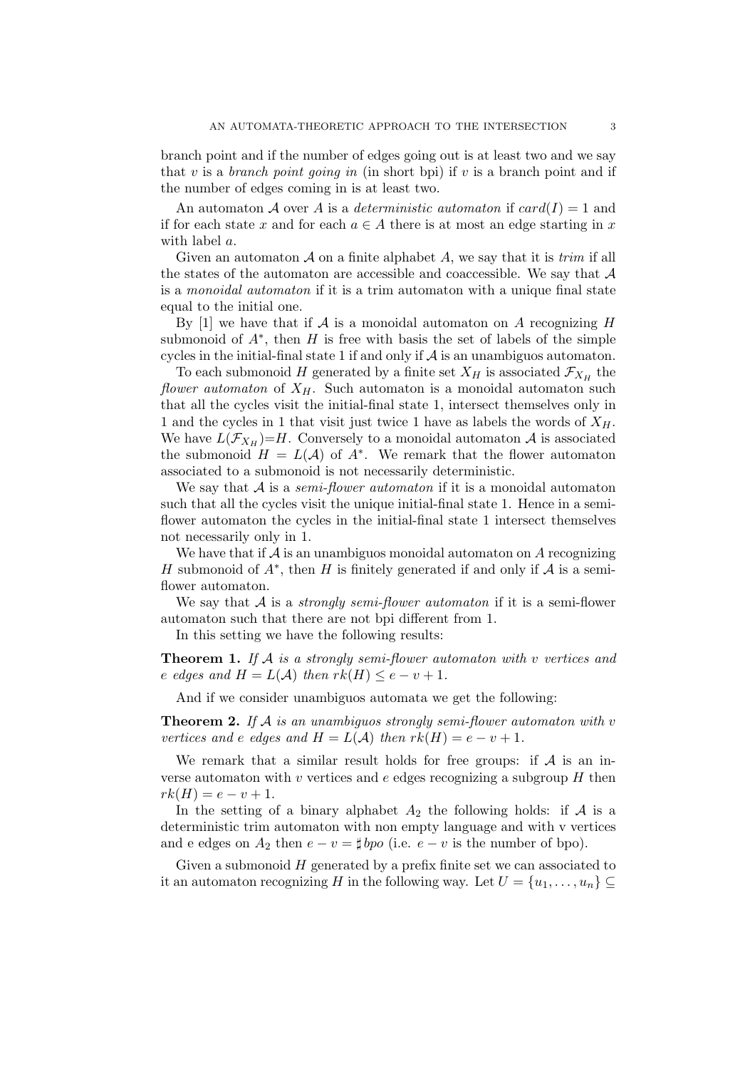branch point and if the number of edges going out is at least two and we say that $v$ is a *branch point going in* (in short bpi) if $v$ is a branch point and if the number of edges coming in is at least two.

An automaton $\mathcal{A}$ over $A$ is a *deterministic automaton* if $card(I) = 1$ and if for each state $x$ and for each $a \in A$ there is at most an edge starting in $x$ with label $a$.

Given an automaton $\mathcal{A}$ on a finite alphabet $A$, we say that it is *trim* if all the states of the automaton are accessible and coaccessible. We say that $\mathcal{A}$ is a *monoidal automaton* if it is a trim automaton with a unique final state equal to the initial one.

By [1] we have that if $\mathcal{A}$ is a monoidal automaton on $A$ recognizing $H$ submonoid of $A^*$, then $H$ is free with basis the set of labels of the simple cycles in the initial-final state 1 if and only if $\mathcal{A}$ is an unambiguos automaton.

To each submonoid $H$ generated by a finite set $X_H$ is associated $\mathcal{F}_{X_H}$ the *flower automaton* of $X_H$. Such automaton is a monoidal automaton such that all the cycles visit the initial-final state 1, intersect themselves only in 1 and the cycles in 1 that visit just twice 1 have as labels the words of $X_H$. We have $L(\mathcal{F}_{X_H})=H$. Conversely to a monoidal automaton $\mathcal{A}$ is associated the submonoid $H = L(\mathcal{A})$ of $A^*$. We remark that the flower automaton associated to a submonoid is not necessarily deterministic.

We say that $\mathcal{A}$ is a *semi-flower automaton* if it is a monoidal automaton such that all the cycles visit the unique initial-final state 1. Hence in a semi-flower automaton the cycles in the initial-final state 1 intersect themselves not necessarily only in 1.

We have that if $\mathcal{A}$ is an unambiguos monoidal automaton on $A$ recognizing $H$ submonoid of $A^*$, then $H$ is finitely generated if and only if $\mathcal{A}$ is a semi-flower automaton.

We say that $\mathcal{A}$ is a *strongly semi-flower automaton* if it is a semi-flower automaton such that there are not bpi different from 1.

In this setting we have the following results:

**Theorem 1.** *If $\mathcal{A}$ is a strongly semi-flower automaton with $v$ vertices and $e$ edges and $H = L(\mathcal{A})$ then $rk(H) \leq e - v + 1$.*

And if we consider unambiguos automata we get the following:

**Theorem 2.** *If $\mathcal{A}$ is an unambiguos strongly semi-flower automaton with $v$ vertices and $e$ edges and $H = L(\mathcal{A})$ then $rk(H) = e - v + 1$.*

We remark that a similar result holds for free groups: if $\mathcal{A}$ is an inverse automaton with $v$ vertices and $e$ edges recognizing a subgroup $H$ then $rk(H) = e - v + 1$.

In the setting of a binary alphabet $A_2$ the following holds: if $\mathcal{A}$ is a deterministic trim automaton with non empty language and with v vertices and e edges on $A_2$ then $e - v = \sharp\, bpo$ (i.e. $e - v$ is the number of bpo).

Given a submonoid $H$ generated by a prefix finite set we can associated to it an automaton recognizing $H$ in the following way. Let $U = \{u_1, \ldots, u_n\} \subseteq$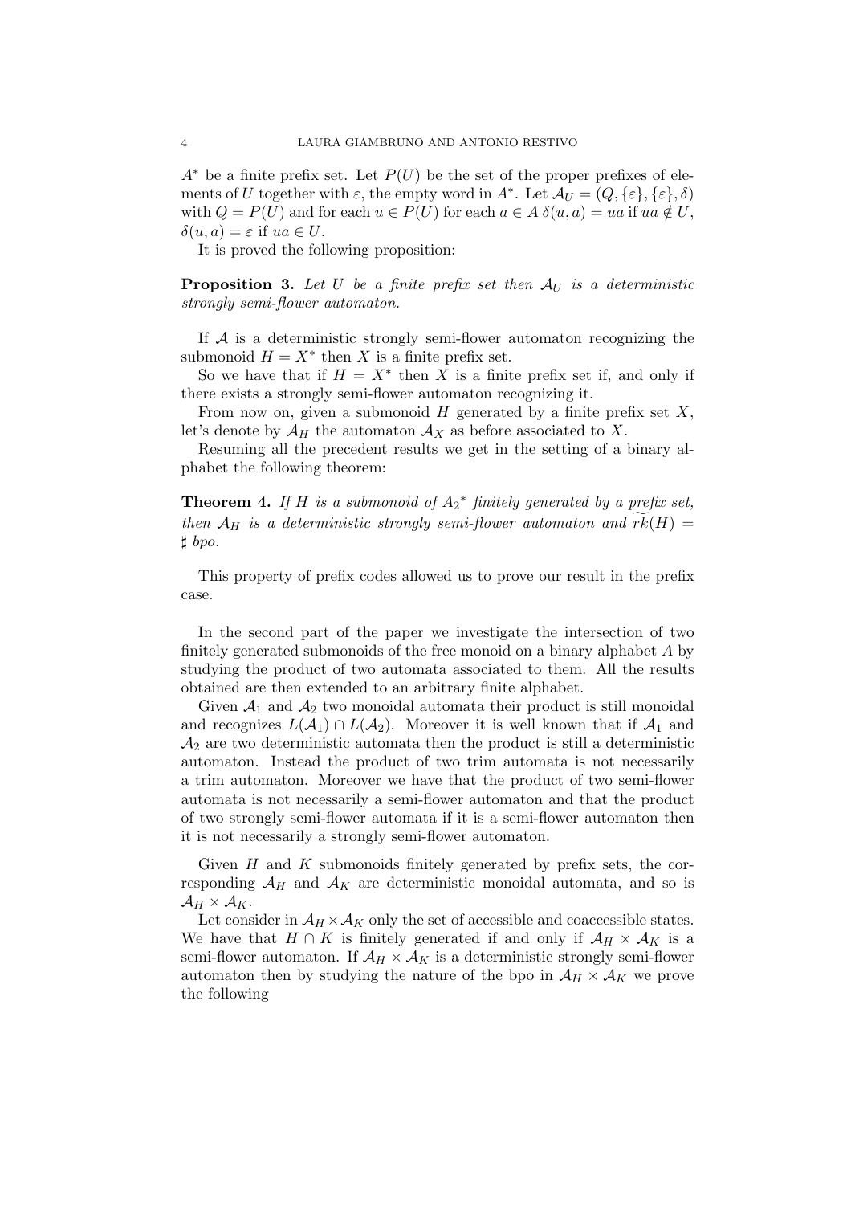$A^*$ be a finite prefix set. Let $P(U)$ be the set of the proper prefixes of elements of $U$ together with $\varepsilon$, the empty word in $A^*$. Let $\mathcal{A}_U = (Q, \{\varepsilon\}, \{\varepsilon\}, \delta)$ with $Q = P(U)$ and for each $u \in P(U)$ for each $a \in A$ $\delta(u, a) = ua$ if $ua \notin U$, $\delta(u, a) = \varepsilon$ if $ua \in U$.

It is proved the following proposition:

**Proposition 3.** *Let $U$ be a finite prefix set then $\mathcal{A}_U$ is a deterministic strongly semi-flower automaton.*

If $\mathcal{A}$ is a deterministic strongly semi-flower automaton recognizing the submonoid $H = X^*$ then $X$ is a finite prefix set.

So we have that if $H = X^*$ then $X$ is a finite prefix set if, and only if there exists a strongly semi-flower automaton recognizing it.

From now on, given a submonoid $H$ generated by a finite prefix set $X$, let's denote by $\mathcal{A}_H$ the automaton $\mathcal{A}_X$ as before associated to $X$.

Resuming all the precedent results we get in the setting of a binary alphabet the following theorem:

**Theorem 4.** *If $H$ is a submonoid of ${A_2}^*$ finitely generated by a prefix set, then $\mathcal{A}_H$ is a deterministic strongly semi-flower automaton and $\widetilde{rk}(H) = \sharp$ bpo.*

This property of prefix codes allowed us to prove our result in the prefix case.

In the second part of the paper we investigate the intersection of two finitely generated submonoids of the free monoid on a binary alphabet $A$ by studying the product of two automata associated to them. All the results obtained are then extended to an arbitrary finite alphabet.

Given $\mathcal{A}_1$ and $\mathcal{A}_2$ two monoidal automata their product is still monoidal and recognizes $L(\mathcal{A}_1) \cap L(\mathcal{A}_2)$. Moreover it is well known that if $\mathcal{A}_1$ and $\mathcal{A}_2$ are two deterministic automata then the product is still a deterministic automaton. Instead the product of two trim automata is not necessarily a trim automaton. Moreover we have that the product of two semi-flower automata is not necessarily a semi-flower automaton and that the product of two strongly semi-flower automata if it is a semi-flower automaton then it is not necessarily a strongly semi-flower automaton.

Given $H$ and $K$ submonoids finitely generated by prefix sets, the corresponding $\mathcal{A}_H$ and $\mathcal{A}_K$ are deterministic monoidal automata, and so is $\mathcal{A}_H \times \mathcal{A}_K$.

Let consider in $\mathcal{A}_H \times \mathcal{A}_K$ only the set of accessible and coaccessible states. We have that $H \cap K$ is finitely generated if and only if $\mathcal{A}_H \times \mathcal{A}_K$ is a semi-flower automaton. If $\mathcal{A}_H \times \mathcal{A}_K$ is a deterministic strongly semi-flower automaton then by studying the nature of the bpo in $\mathcal{A}_H \times \mathcal{A}_K$ we prove the following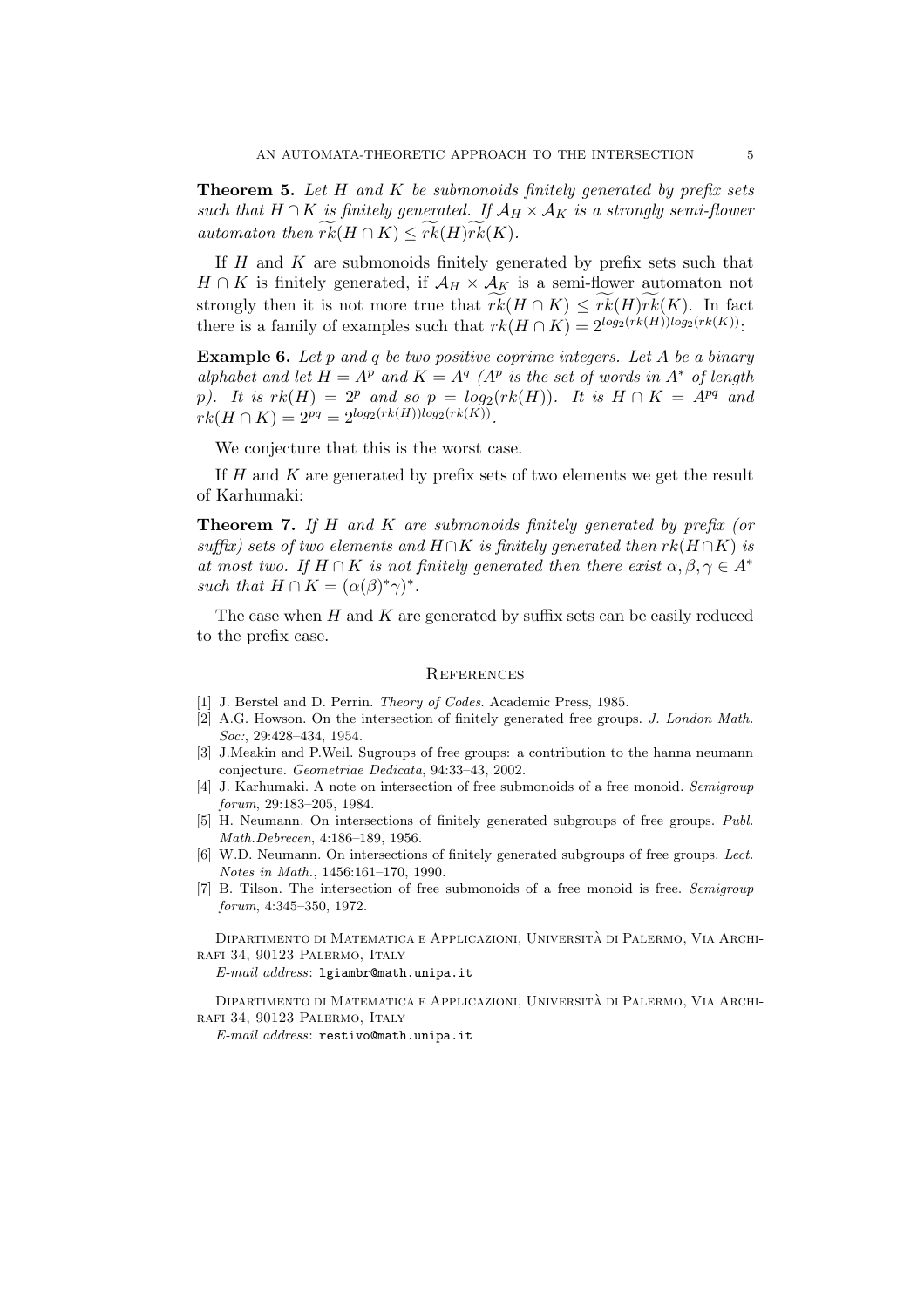**Theorem 5.** *Let $H$ and $K$ be submonoids finitely generated by prefix sets such that $H \cap K$ is finitely generated. If $\mathcal{A}_H \times \mathcal{A}_K$ is a strongly semi-flower automaton then $\widetilde{rk}(H \cap K) \leq \widetilde{rk}(H)\widetilde{rk}(K)$.*

If $H$ and $K$ are submonoids finitely generated by prefix sets such that $H \cap K$ is finitely generated, if $\mathcal{A}_H \times \mathcal{A}_K$ is a semi-flower automaton not strongly then it is not more true that $\widetilde{rk}(H \cap K) \leq \widetilde{rk}(H)\widetilde{rk}(K)$. In fact there is a family of examples such that $rk(H \cap K) = 2^{log_2(rk(H))log_2(rk(K))}$:

**Example 6.** *Let $p$ and $q$ be two positive coprime integers. Let $A$ be a binary alphabet and let $H = A^p$ and $K = A^q$ ($A^p$ is the set of words in $A^*$ of length $p$). It is $rk(H) = 2^p$ and so $p = log_2(rk(H))$. It is $H \cap K = A^{pq}$ and $rk(H \cap K) = 2^{pq} = 2^{log_2(rk(H))log_2(rk(K))}$.*

We conjecture that this is the worst case.

If $H$ and $K$ are generated by prefix sets of two elements we get the result of Karhumaki:

**Theorem 7.** *If $H$ and $K$ are submonoids finitely generated by prefix (or suffix) sets of two elements and $H \cap K$ is finitely generated then $rk(H \cap K)$ is at most two. If $H \cap K$ is not finitely generated then there exist $\alpha, \beta, \gamma \in A^*$ such that $H \cap K = (\alpha(\beta)^*\gamma)^*$.*

The case when $H$ and $K$ are generated by suffix sets can be easily reduced to the prefix case.

## References

[1] J. Berstel and D. Perrin. *Theory of Codes*. Academic Press, 1985.

[2] A.G. Howson. On the intersection of finitely generated free groups. *J. London Math. Soc:*, 29:428–434, 1954.

[3] J.Meakin and P.Weil. Sugroups of free groups: a contribution to the hanna neumann conjecture. *Geometriae Dedicata*, 94:33–43, 2002.

[4] J. Karhumaki. A note on intersection of free submonoids of a free monoid. *Semigroup forum*, 29:183–205, 1984.

[5] H. Neumann. On intersections of finitely generated subgroups of free groups. *Publ. Math.Debrecen*, 4:186–189, 1956.

[6] W.D. Neumann. On intersections of finitely generated subgroups of free groups. *Lect. Notes in Math.*, 1456:161–170, 1990.

[7] B. Tilson. The intersection of free submonoids of a free monoid is free. *Semigroup forum*, 4:345–350, 1972.

Dipartimento di Matematica e Applicazioni, Università di Palermo, Via Archirafi 34, 90123 Palermo, Italy

*E-mail address*: lgiambr@math.unipa.it

Dipartimento di Matematica e Applicazioni, Università di Palermo, Via Archirafi 34, 90123 Palermo, Italy

*E-mail address*: restivo@math.unipa.it